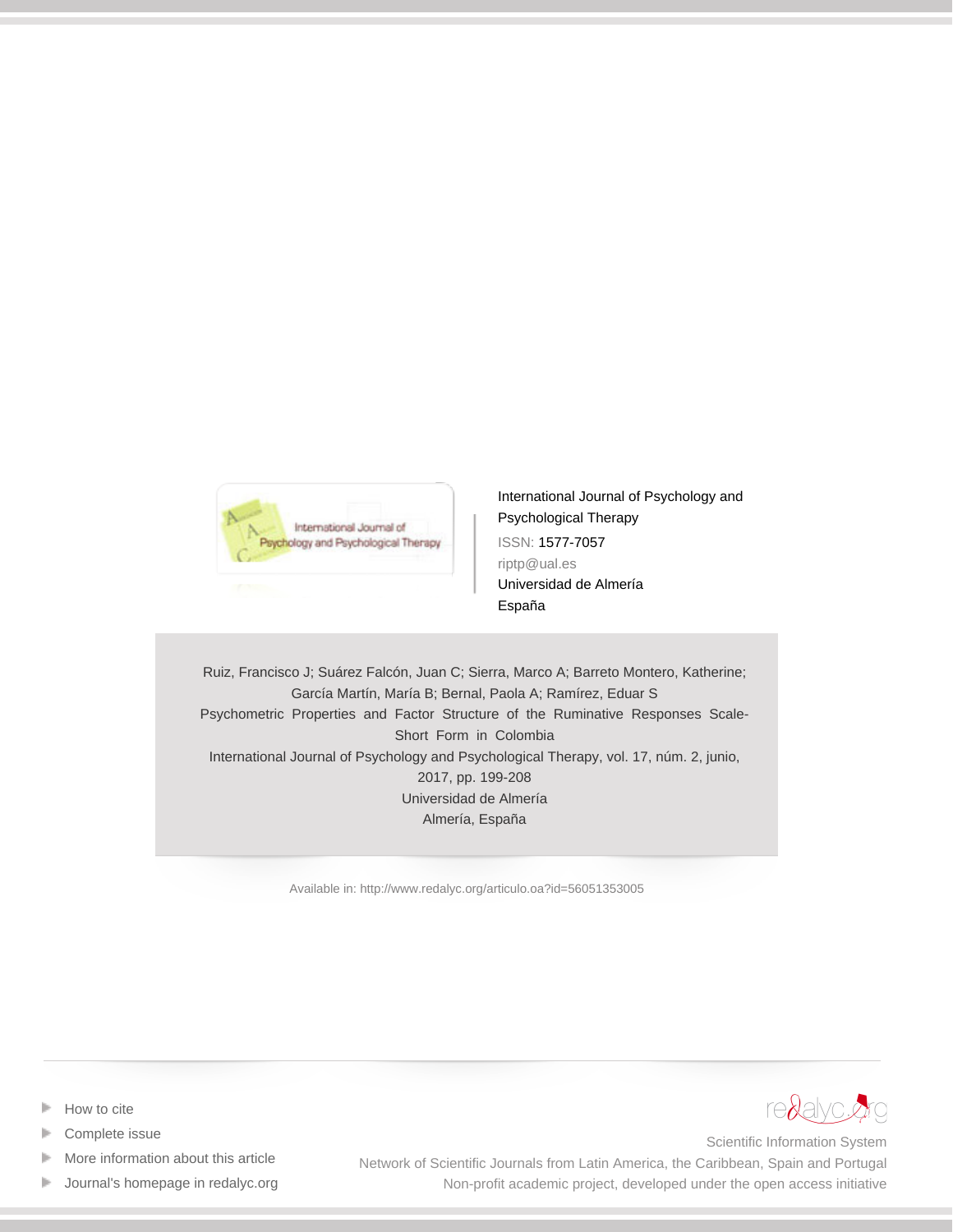International Journal of Psychology and Psychological Therapy

ISSN: 1577-7057

riptp@ual.es

Universidad de Almería

España

Ruiz, Francisco J; Suárez Falcón, Juan C; Sierra, Marco A; Barreto Montero, Katherine; García Martín, María B; Bernal, Paola A; Ramírez, Eduar S

Psychometric Properties and Factor Structure of the Ruminative Responses Scale-Short Form in Colombia

International Journal of Psychology and Psychological Therapy, vol. 17, núm. 2, junio, 2017, pp. 199-208

Universidad de Almería

Almería, España

Available in: http://www.redalyc.org/articulo.oa?id=56051353005

- How to cite
- Complete issue
- More information about this article
- Journal's homepage in redalyc.org

redalyc.org

Scientific Information System

Network of Scientific Journals from Latin America, the Caribbean, Spain and Portugal

Non-profit academic project, developed under the open access initiative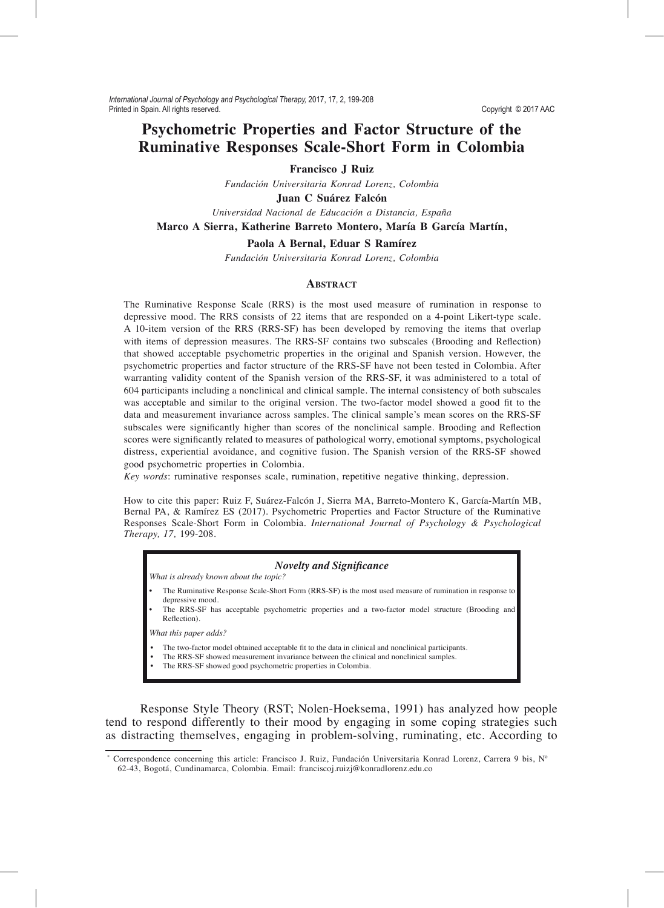# Psychometric Properties and Factor Structure of the Ruminative Responses Scale-Short Form in Colombia

**Francisco J Ruiz**

*Fundación Universitaria Konrad Lorenz, Colombia*

**Juan C Suárez Falcón**

*Universidad Nacional de Educación a Distancia, España*

**Marco A Sierra, Katherine Barreto Montero, María B García Martín,**

**Paola A Bernal, Eduar S Ramírez**

*Fundación Universitaria Konrad Lorenz, Colombia*

## Abstract

The Ruminative Response Scale (RRS) is the most used measure of rumination in response to depressive mood. The RRS consists of 22 items that are responded on a 4-point Likert-type scale. A 10-item version of the RRS (RRS-SF) has been developed by removing the items that overlap with items of depression measures. The RRS-SF contains two subscales (Brooding and Reflection) that showed acceptable psychometric properties in the original and Spanish version. However, the psychometric properties and factor structure of the RRS-SF have not been tested in Colombia. After warranting validity content of the Spanish version of the RRS-SF, it was administered to a total of 604 participants including a nonclinical and clinical sample. The internal consistency of both subscales was acceptable and similar to the original version. The two-factor model showed a good fit to the data and measurement invariance across samples. The clinical sample's mean scores on the RRS-SF subscales were significantly higher than scores of the nonclinical sample. Brooding and Reflection scores were significantly related to measures of pathological worry, emotional symptoms, psychological distress, experiential avoidance, and cognitive fusion. The Spanish version of the RRS-SF showed good psychometric properties in Colombia.

*Key words*: ruminative responses scale, rumination, repetitive negative thinking, depression.

How to cite this paper: Ruiz F, Suárez-Falcón J, Sierra MA, Barreto-Montero K, García-Martín MB, Bernal PA, & Ramírez ES (2017). Psychometric Properties and Factor Structure of the Ruminative Responses Scale-Short Form in Colombia. *International Journal of Psychology & Psychological Therapy, 17,* 199-208.

> ***Novelty and Significance***
>
> *What is already known about the topic?*
>
> - The Ruminative Response Scale-Short Form (RRS-SF) is the most used measure of rumination in response to depressive mood.
> - The RRS-SF has acceptable psychometric properties and a two-factor model structure (Brooding and Reflection).
>
> *What this paper adds?*
>
> - The two-factor model obtained acceptable fit to the data in clinical and nonclinical participants.
> - The RRS-SF showed measurement invariance between the clinical and nonclinical samples.
> - The RRS-SF showed good psychometric properties in Colombia.

Response Style Theory (RST; Nolen-Hoeksema, 1991) has analyzed how people tend to respond differently to their mood by engaging in some coping strategies such as distracting themselves, engaging in problem-solving, ruminating, etc. According to

* Correspondence concerning this article: Francisco J. Ruiz, Fundación Universitaria Konrad Lorenz, Carrera 9 bis, Nº 62-43, Bogotá, Cundinamarca, Colombia. Email: franciscoj.ruizj@konradlorenz.edu.co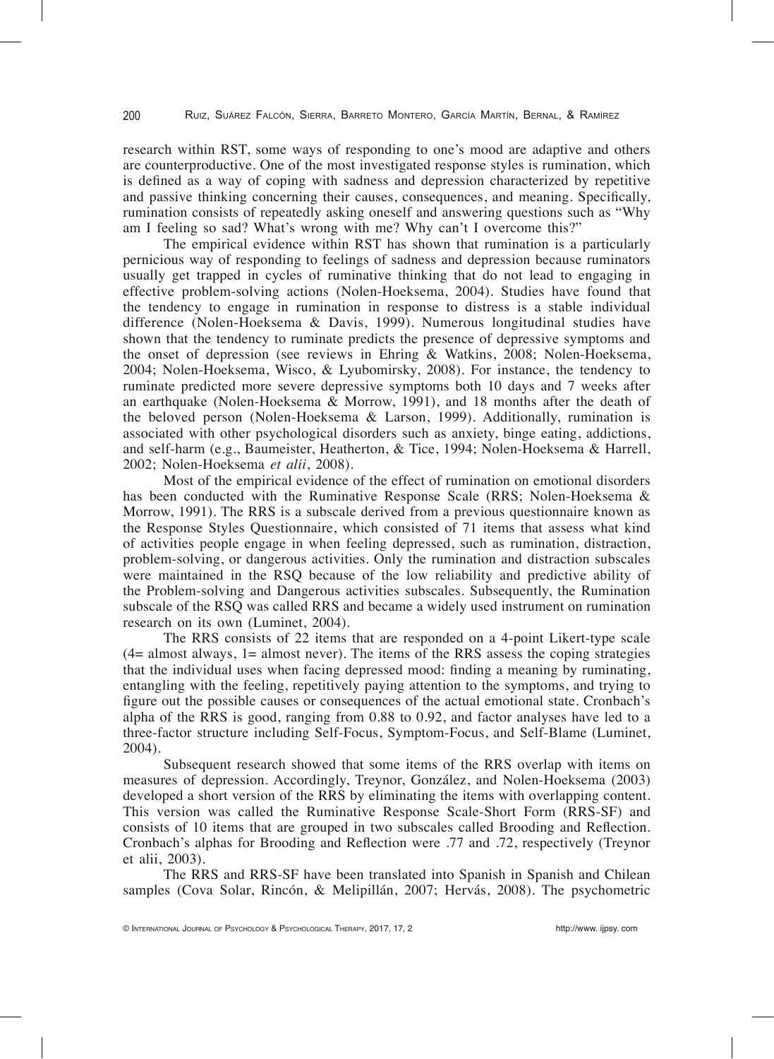research within RST, some ways of responding to one's mood are adaptive and others are counterproductive. One of the most investigated response styles is rumination, which is defined as a way of coping with sadness and depression characterized by repetitive and passive thinking concerning their causes, consequences, and meaning. Specifically, rumination consists of repeatedly asking oneself and answering questions such as "Why am I feeling so sad? What's wrong with me? Why can't I overcome this?"

The empirical evidence within RST has shown that rumination is a particularly pernicious way of responding to feelings of sadness and depression because ruminators usually get trapped in cycles of ruminative thinking that do not lead to engaging in effective problem-solving actions (Nolen-Hoeksema, 2004). Studies have found that the tendency to engage in rumination in response to distress is a stable individual difference (Nolen-Hoeksema & Davis, 1999). Numerous longitudinal studies have shown that the tendency to ruminate predicts the presence of depressive symptoms and the onset of depression (see reviews in Ehring & Watkins, 2008; Nolen-Hoeksema, 2004; Nolen-Hoeksema, Wisco, & Lyubomirsky, 2008). For instance, the tendency to ruminate predicted more severe depressive symptoms both 10 days and 7 weeks after an earthquake (Nolen-Hoeksema & Morrow, 1991), and 18 months after the death of the beloved person (Nolen-Hoeksema & Larson, 1999). Additionally, rumination is associated with other psychological disorders such as anxiety, binge eating, addictions, and self-harm (e.g., Baumeister, Heatherton, & Tice, 1994; Nolen-Hoeksema & Harrell, 2002; Nolen-Hoeksema *et alii*, 2008).

Most of the empirical evidence of the effect of rumination on emotional disorders has been conducted with the Ruminative Response Scale (RRS; Nolen-Hoeksema & Morrow, 1991). The RRS is a subscale derived from a previous questionnaire known as the Response Styles Questionnaire, which consisted of 71 items that assess what kind of activities people engage in when feeling depressed, such as rumination, distraction, problem-solving, or dangerous activities. Only the rumination and distraction subscales were maintained in the RSQ because of the low reliability and predictive ability of the Problem-solving and Dangerous activities subscales. Subsequently, the Rumination subscale of the RSQ was called RRS and became a widely used instrument on rumination research on its own (Luminet, 2004).

The RRS consists of 22 items that are responded on a 4-point Likert-type scale (4= almost always, 1= almost never). The items of the RRS assess the coping strategies that the individual uses when facing depressed mood: finding a meaning by ruminating, entangling with the feeling, repetitively paying attention to the symptoms, and trying to figure out the possible causes or consequences of the actual emotional state. Cronbach's alpha of the RRS is good, ranging from 0.88 to 0.92, and factor analyses have led to a three-factor structure including Self-Focus, Symptom-Focus, and Self-Blame (Luminet, 2004).

Subsequent research showed that some items of the RRS overlap with items on measures of depression. Accordingly, Treynor, González, and Nolen-Hoeksema (2003) developed a short version of the RRS by eliminating the items with overlapping content. This version was called the Ruminative Response Scale-Short Form (RRS-SF) and consists of 10 items that are grouped in two subscales called Brooding and Reflection. Cronbach's alphas for Brooding and Reflection were .77 and .72, respectively (Treynor et alii, 2003).

The RRS and RRS-SF have been translated into Spanish in Spanish and Chilean samples (Cova Solar, Rincón, & Melipillán, 2007; Hervás, 2008). The psychometric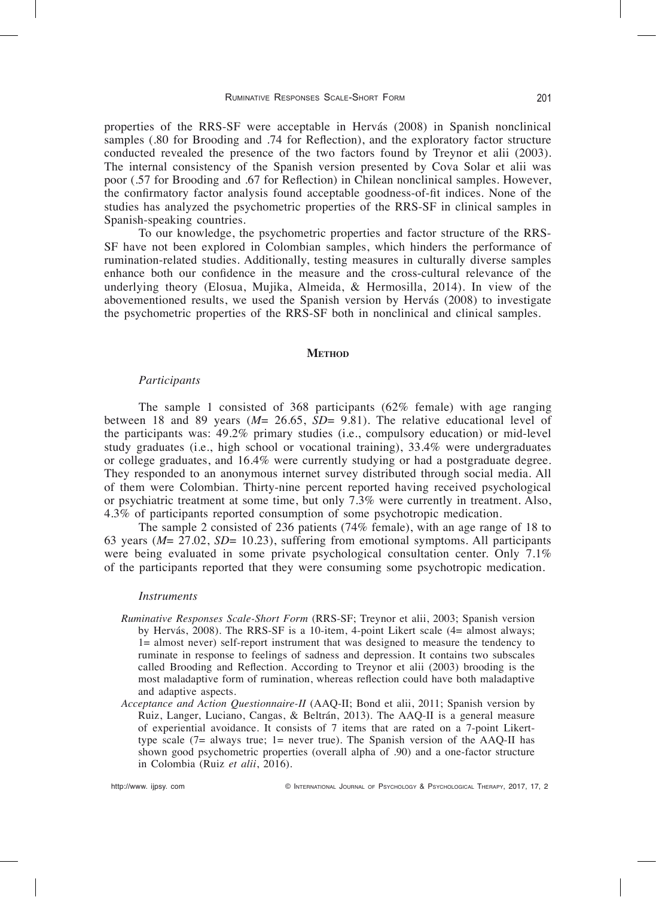properties of the RRS-SF were acceptable in Hervás (2008) in Spanish nonclinical samples (.80 for Brooding and .74 for Reflection), and the exploratory factor structure conducted revealed the presence of the two factors found by Treynor et alii (2003). The internal consistency of the Spanish version presented by Cova Solar et alii was poor (.57 for Brooding and .67 for Reflection) in Chilean nonclinical samples. However, the confirmatory factor analysis found acceptable goodness-of-fit indices. None of the studies has analyzed the psychometric properties of the RRS-SF in clinical samples in Spanish-speaking countries.

To our knowledge, the psychometric properties and factor structure of the RRS-SF have not been explored in Colombian samples, which hinders the performance of rumination-related studies. Additionally, testing measures in culturally diverse samples enhance both our confidence in the measure and the cross-cultural relevance of the underlying theory (Elosua, Mujika, Almeida, & Hermosilla, 2014). In view of the abovementioned results, we used the Spanish version by Hervás (2008) to investigate the psychometric properties of the RRS-SF both in nonclinical and clinical samples.

## Method

### *Participants*

The sample 1 consisted of 368 participants (62% female) with age ranging between 18 and 89 years (*M*= 26.65, *SD*= 9.81). The relative educational level of the participants was: 49.2% primary studies (i.e., compulsory education) or mid-level study graduates (i.e., high school or vocational training), 33.4% were undergraduates or college graduates, and 16.4% were currently studying or had a postgraduate degree. They responded to an anonymous internet survey distributed through social media. All of them were Colombian. Thirty-nine percent reported having received psychological or psychiatric treatment at some time, but only 7.3% were currently in treatment. Also, 4.3% of participants reported consumption of some psychotropic medication.

The sample 2 consisted of 236 patients (74% female), with an age range of 18 to 63 years (*M*= 27.02, *SD*= 10.23), suffering from emotional symptoms. All participants were being evaluated in some private psychological consultation center. Only 7.1% of the participants reported that they were consuming some psychotropic medication.

### *Instruments*

*Ruminative Responses Scale-Short Form* (RRS-SF; Treynor et alii, 2003; Spanish version by Hervás, 2008). The RRS-SF is a 10-item, 4-point Likert scale (4= almost always; 1= almost never) self-report instrument that was designed to measure the tendency to ruminate in response to feelings of sadness and depression. It contains two subscales called Brooding and Reflection. According to Treynor et alii (2003) brooding is the most maladaptive form of rumination, whereas reflection could have both maladaptive and adaptive aspects.

*Acceptance and Action Questionnaire-II* (AAQ-II; Bond et alii, 2011; Spanish version by Ruiz, Langer, Luciano, Cangas, & Beltrán, 2013). The AAQ-II is a general measure of experiential avoidance. It consists of 7 items that are rated on a 7-point Likert-type scale (7= always true; 1= never true). The Spanish version of the AAQ-II has shown good psychometric properties (overall alpha of .90) and a one-factor structure in Colombia (Ruiz *et alii*, 2016).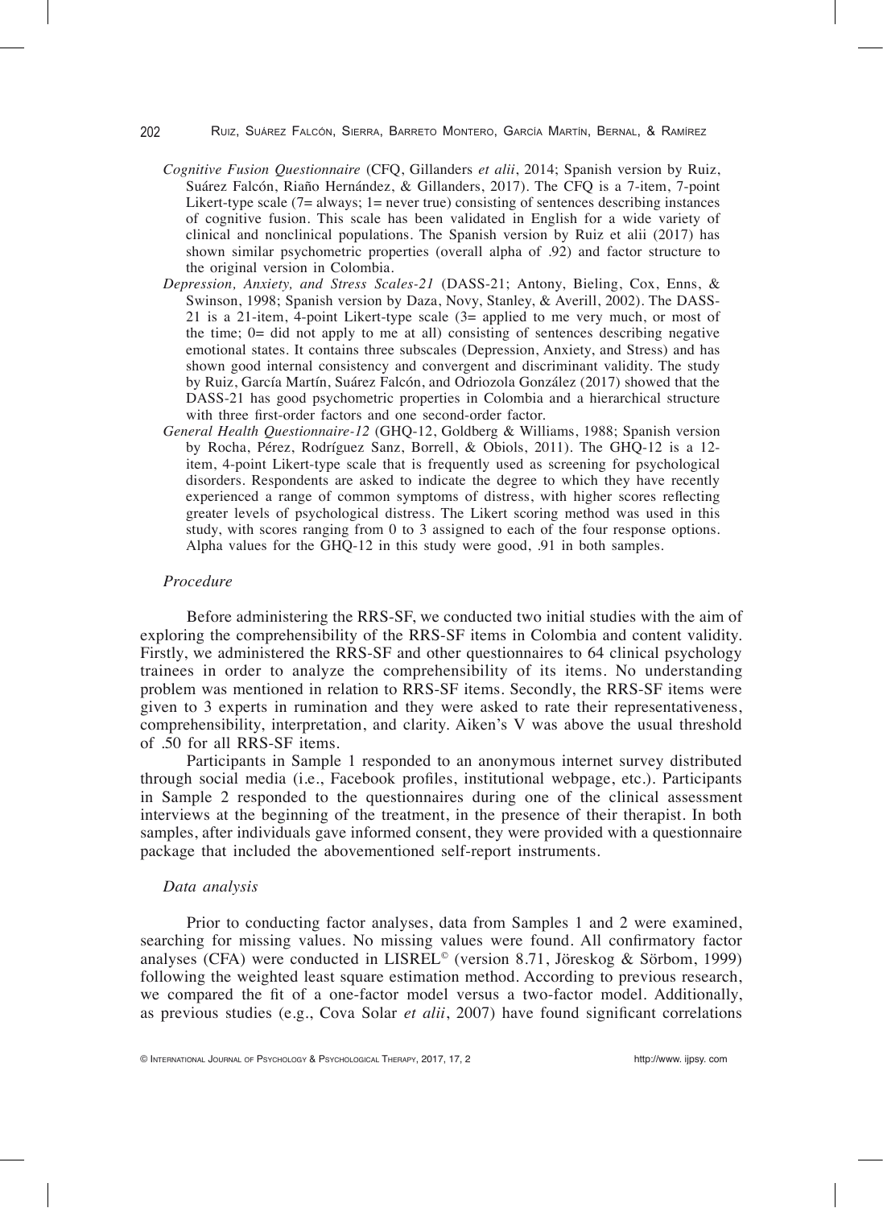*Cognitive Fusion Questionnaire* (CFQ, Gillanders *et alii*, 2014; Spanish version by Ruiz, Suárez Falcón, Riaño Hernández, & Gillanders, 2017). The CFQ is a 7-item, 7-point Likert-type scale (7= always; 1= never true) consisting of sentences describing instances of cognitive fusion. This scale has been validated in English for a wide variety of clinical and nonclinical populations. The Spanish version by Ruiz et alii (2017) has shown similar psychometric properties (overall alpha of .92) and factor structure to the original version in Colombia.

*Depression, Anxiety, and Stress Scales-21* (DASS-21; Antony, Bieling, Cox, Enns, & Swinson, 1998; Spanish version by Daza, Novy, Stanley, & Averill, 2002). The DASS-21 is a 21-item, 4-point Likert-type scale (3= applied to me very much, or most of the time; 0= did not apply to me at all) consisting of sentences describing negative emotional states. It contains three subscales (Depression, Anxiety, and Stress) and has shown good internal consistency and convergent and discriminant validity. The study by Ruiz, García Martín, Suárez Falcón, and Odriozola González (2017) showed that the DASS-21 has good psychometric properties in Colombia and a hierarchical structure with three first-order factors and one second-order factor.

*General Health Questionnaire-12* (GHQ-12, Goldberg & Williams, 1988; Spanish version by Rocha, Pérez, Rodríguez Sanz, Borrell, & Obiols, 2011). The GHQ-12 is a 12-item, 4-point Likert-type scale that is frequently used as screening for psychological disorders. Respondents are asked to indicate the degree to which they have recently experienced a range of common symptoms of distress, with higher scores reflecting greater levels of psychological distress. The Likert scoring method was used in this study, with scores ranging from 0 to 3 assigned to each of the four response options. Alpha values for the GHQ-12 in this study were good, .91 in both samples.

### *Procedure*

Before administering the RRS-SF, we conducted two initial studies with the aim of exploring the comprehensibility of the RRS-SF items in Colombia and content validity. Firstly, we administered the RRS-SF and other questionnaires to 64 clinical psychology trainees in order to analyze the comprehensibility of its items. No understanding problem was mentioned in relation to RRS-SF items. Secondly, the RRS-SF items were given to 3 experts in rumination and they were asked to rate their representativeness, comprehensibility, interpretation, and clarity. Aiken's V was above the usual threshold of .50 for all RRS-SF items.

Participants in Sample 1 responded to an anonymous internet survey distributed through social media (i.e., Facebook profiles, institutional webpage, etc.). Participants in Sample 2 responded to the questionnaires during one of the clinical assessment interviews at the beginning of the treatment, in the presence of their therapist. In both samples, after individuals gave informed consent, they were provided with a questionnaire package that included the abovementioned self-report instruments.

### *Data analysis*

Prior to conducting factor analyses, data from Samples 1 and 2 were examined, searching for missing values. No missing values were found. All confirmatory factor analyses (CFA) were conducted in LISREL© (version 8.71, Jöreskog & Sörbom, 1999) following the weighted least square estimation method. According to previous research, we compared the fit of a one-factor model versus a two-factor model. Additionally, as previous studies (e.g., Cova Solar *et alii*, 2007) have found significant correlations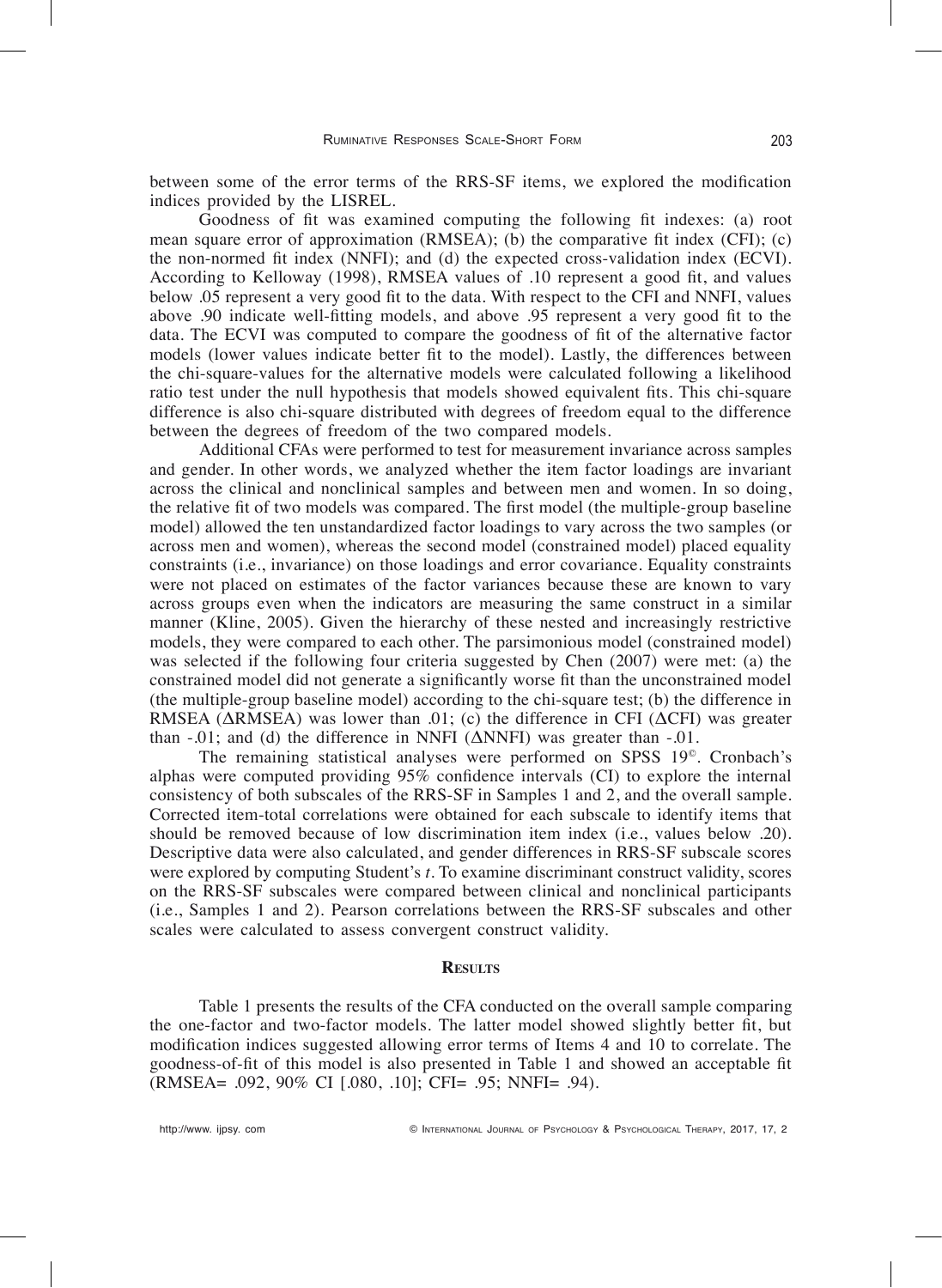between some of the error terms of the RRS-SF items, we explored the modification indices provided by the LISREL.

Goodness of fit was examined computing the following fit indexes: (a) root mean square error of approximation (RMSEA); (b) the comparative fit index (CFI); (c) the non-normed fit index (NNFI); and (d) the expected cross-validation index (ECVI). According to Kelloway (1998), RMSEA values of .10 represent a good fit, and values below .05 represent a very good fit to the data. With respect to the CFI and NNFI, values above .90 indicate well-fitting models, and above .95 represent a very good fit to the data. The ECVI was computed to compare the goodness of fit of the alternative factor models (lower values indicate better fit to the model). Lastly, the differences between the chi-square-values for the alternative models were calculated following a likelihood ratio test under the null hypothesis that models showed equivalent fits. This chi-square difference is also chi-square distributed with degrees of freedom equal to the difference between the degrees of freedom of the two compared models.

Additional CFAs were performed to test for measurement invariance across samples and gender. In other words, we analyzed whether the item factor loadings are invariant across the clinical and nonclinical samples and between men and women. In so doing, the relative fit of two models was compared. The first model (the multiple-group baseline model) allowed the ten unstandardized factor loadings to vary across the two samples (or across men and women), whereas the second model (constrained model) placed equality constraints (i.e., invariance) on those loadings and error covariance. Equality constraints were not placed on estimates of the factor variances because these are known to vary across groups even when the indicators are measuring the same construct in a similar manner (Kline, 2005). Given the hierarchy of these nested and increasingly restrictive models, they were compared to each other. The parsimonious model (constrained model) was selected if the following four criteria suggested by Chen (2007) were met: (a) the constrained model did not generate a significantly worse fit than the unconstrained model (the multiple-group baseline model) according to the chi-square test; (b) the difference in RMSEA ($\Delta$RMSEA) was lower than .01; (c) the difference in CFI ($\Delta$CFI) was greater than -.01; and (d) the difference in NNFI ($\Delta$NNFI) was greater than -.01.

The remaining statistical analyses were performed on SPSS 19©. Cronbach's alphas were computed providing 95% confidence intervals (CI) to explore the internal consistency of both subscales of the RRS-SF in Samples 1 and 2, and the overall sample. Corrected item-total correlations were obtained for each subscale to identify items that should be removed because of low discrimination item index (i.e., values below .20). Descriptive data were also calculated, and gender differences in RRS-SF subscale scores were explored by computing Student's *t*. To examine discriminant construct validity, scores on the RRS-SF subscales were compared between clinical and nonclinical participants (i.e., Samples 1 and 2). Pearson correlations between the RRS-SF subscales and other scales were calculated to assess convergent construct validity.

## Results

Table 1 presents the results of the CFA conducted on the overall sample comparing the one-factor and two-factor models. The latter model showed slightly better fit, but modification indices suggested allowing error terms of Items 4 and 10 to correlate. The goodness-of-fit of this model is also presented in Table 1 and showed an acceptable fit (RMSEA= .092, 90% CI [.080, .10]; CFI= .95; NNFI= .94).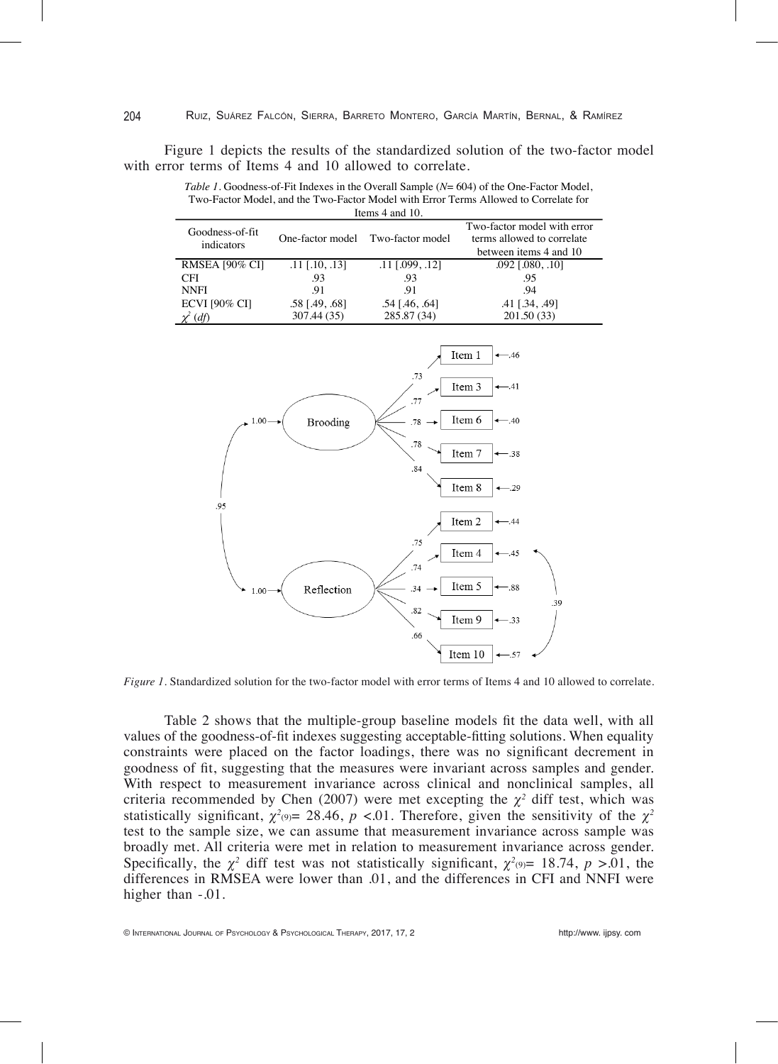Figure 1 depicts the results of the standardized solution of the two-factor model with error terms of Items 4 and 10 allowed to correlate.

*Table 1*. Goodness-of-Fit Indexes in the Overall Sample (*N*= 604) of the One-Factor Model, Two-Factor Model, and the Two-Factor Model with Error Terms Allowed to Correlate for Items 4 and 10.

| Goodness-of-fit indicators | One-factor model | Two-factor model | Two-factor model with error terms allowed to correlate between items 4 and 10 |
|---|---|---|---|
| RMSEA [90% CI] | .11 [.10, .13] | .11 [.099, .12] | .092 [.080, .10] |
| CFI | .93 | .93 | .95 |
| NNFI | .91 | .91 | .94 |
| ECVI [90% CI] | .58 [.49, .68] | .54 [.46, .64] | .41 [.34, .49] |
| $\chi^2$ (*df*) | 307.44 (35) | 285.87 (34) | 201.50 (33) |

*Figure 1*. Standardized solution for the two-factor model with error terms of Items 4 and 10 allowed to correlate.

Table 2 shows that the multiple-group baseline models fit the data well, with all values of the goodness-of-fit indexes suggesting acceptable-fitting solutions. When equality constraints were placed on the factor loadings, there was no significant decrement in goodness of fit, suggesting that the measures were invariant across samples and gender. With respect to measurement invariance across clinical and nonclinical samples, all criteria recommended by Chen (2007) were met excepting the $\chi^2$ diff test, which was statistically significant, $\chi^2_{(9)}$= 28.46, $p$ <.01. Therefore, given the sensitivity of the $\chi^2$ test to the sample size, we can assume that measurement invariance across sample was broadly met. All criteria were met in relation to measurement invariance across gender. Specifically, the $\chi^2$ diff test was not statistically significant, $\chi^2_{(9)}$= 18.74, $p$ >.01, the differences in RMSEA were lower than .01, and the differences in CFI and NNFI were higher than -.01.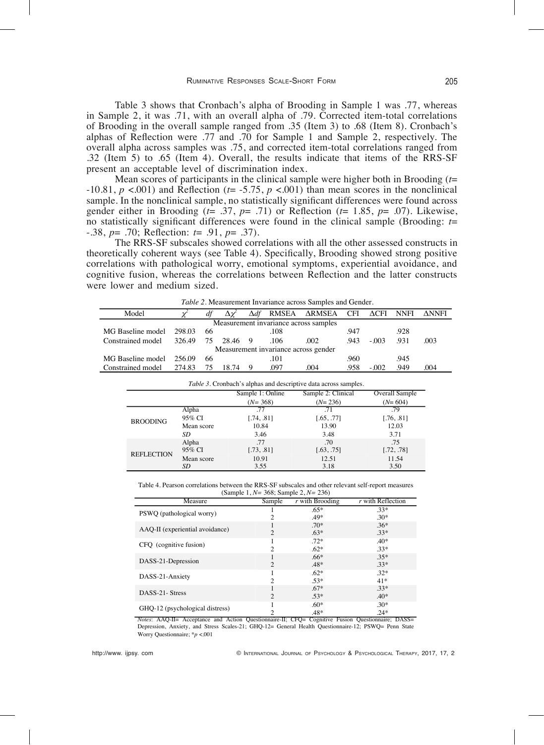Table 3 shows that Cronbach's alpha of Brooding in Sample 1 was .77, whereas in Sample 2, it was .71, with an overall alpha of .79. Corrected item-total correlations of Brooding in the overall sample ranged from .35 (Item 3) to .68 (Item 8). Cronbach's alphas of Reflection were .77 and .70 for Sample 1 and Sample 2, respectively. The overall alpha across samples was .75, and corrected item-total correlations ranged from .32 (Item 5) to .65 (Item 4). Overall, the results indicate that items of the RRS-SF present an acceptable level of discrimination index.

Mean scores of participants in the clinical sample were higher both in Brooding ($t$= -10.81, $p$ <.001) and Reflection ($t$= -5.75, $p$ <.001) than mean scores in the nonclinical sample. In the nonclinical sample, no statistically significant differences were found across gender either in Brooding ($t$= .37, $p$= .71) or Reflection ($t$= 1.85, $p$= .07). Likewise, no statistically significant differences were found in the clinical sample (Brooding: $t$= -.38, $p$= .70; Reflection: $t$= .91, $p$= .37).

The RRS-SF subscales showed correlations with all the other assessed constructs in theoretically coherent ways (see Table 4). Specifically, Brooding showed strong positive correlations with pathological worry, emotional symptoms, experiential avoidance, and cognitive fusion, whereas the correlations between Reflection and the latter constructs were lower and medium sized.

*Table 2*. Measurement Invariance across Samples and Gender.

| Model | $\chi^2$ | $df$ | $\Delta\chi^2$ | $\Delta df$ | RMSEA | ΔRMSEA | CFI | ΔCFI | NNFI | ΔNNFI |
|---|---|---|---|---|---|---|---|---|---|---|
| Measurement invariance across samples | | | | | | | | | | |
| MG Baseline model | 298.03 | 66 | | | .108 | | .947 | | .928 | |
| Constrained model | 326.49 | 75 | 28.46 | 9 | .106 | .002 | .943 | -.003 | .931 | .003 |
| Measurement invariance across gender | | | | | | | | | | |
| MG Baseline model | 256.09 | 66 | | | .101 | | .960 | | .945 | |
| Constrained model | 274.83 | 75 | 18.74 | 9 | .097 | .004 | .958 | -.002 | .949 | .004 |

*Table 3*. Cronbach's alphas and descriptive data across samples.

| | | Sample 1: Online ($N$= 368) | Sample 2: Clinical ($N$= 236) | Overall Sample ($N$= 604) |
|---|---|---|---|---|
| BROODING | Alpha | .77 | .71 | .79 |
| | 95% CI | [.74, .81] | [.65, .77] | [.76, .81] |
| | Mean score | 10.84 | 13.90 | 12.03 |
| | *SD* | 3.46 | 3.48 | 3.71 |
| REFLECTION | Alpha | .77 | .70 | .75 |
| | 95% CI | [.73, .81] | [.63, .75] | [.72, .78] |
| | Mean score | 10.91 | 12.51 | 11.54 |
| | *SD* | 3.55 | 3.18 | 3.50 |

Table 4. Pearson correlations between the RRS-SF subscales and other relevant self-report measures (Sample 1, $N$= 368; Sample 2, $N$= 236)

| Measure | Sample | $r$ with Brooding | $r$ with Reflection |
|---|---|---|---|
| PSWQ (pathological worry) | 1 | .65* | .33* |
| | 2 | .49* | .30* |
| AAQ-II (experiential avoidance) | 1 | .70* | .36* |
| | 2 | .63* | .33* |
| CFQ (cognitive fusion) | 1 | .72* | .40* |
| | 2 | .62* | .33* |
| DASS-21-Depression | 1 | .66* | .35* |
| | 2 | .48* | .33* |
| DASS-21-Anxiety | 1 | .62* | .32* |
| | 2 | .53* | 41* |
| DASS-21- Stress | 1 | .67* | .33* |
| | 2 | .53* | .40* |
| GHQ-12 (psychological distress) | 1 | .60* | .30* |
| | 2 | .48* | .24* |

*Notes*: AAQ-II= Acceptance and Action Questionnaire-II; CFQ= Cognitive Fusion Questionnaire; DASS= Depression, Anxiety, and Stress Scales-21; GHQ-12= General Health Questionnaire-12; PSWQ= Penn State Worry Questionnaire; *$p$ <.001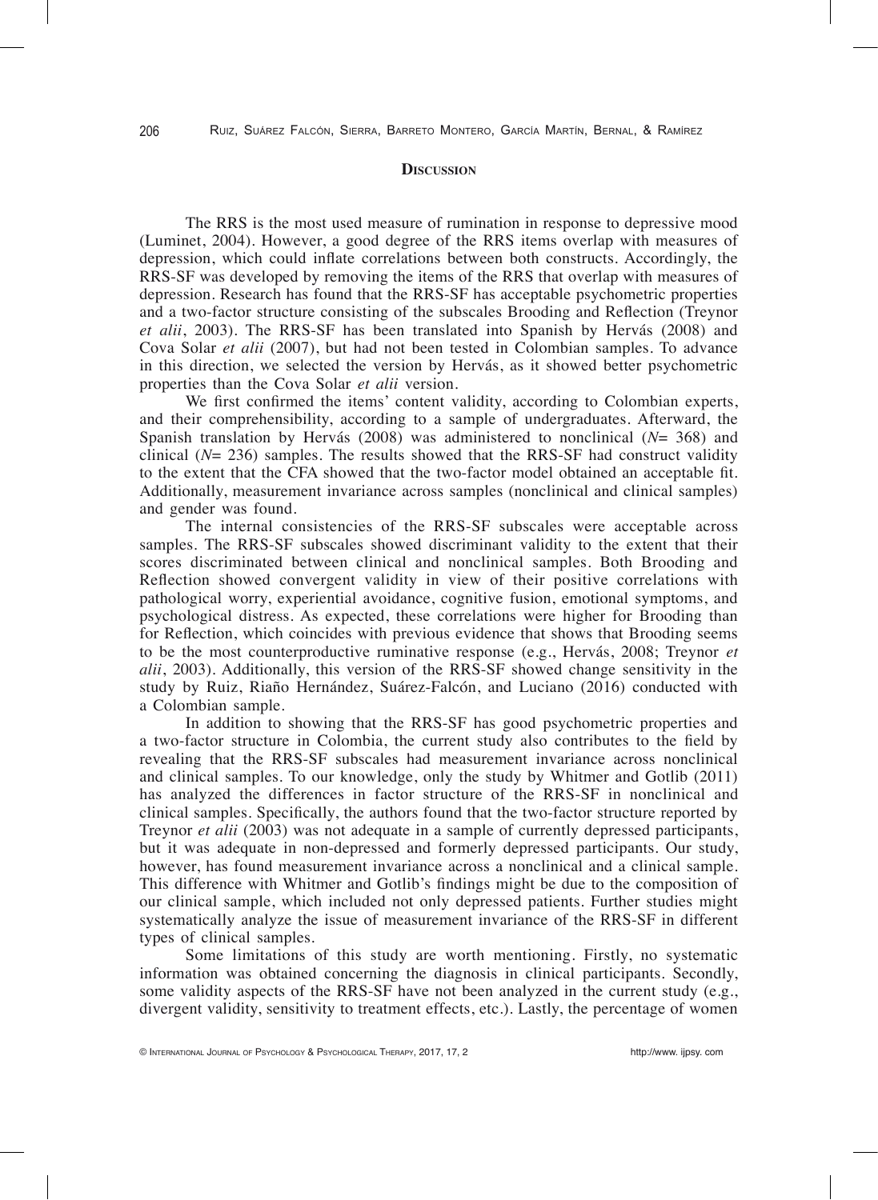## Discussion

The RRS is the most used measure of rumination in response to depressive mood (Luminet, 2004). However, a good degree of the RRS items overlap with measures of depression, which could inflate correlations between both constructs. Accordingly, the RRS-SF was developed by removing the items of the RRS that overlap with measures of depression. Research has found that the RRS-SF has acceptable psychometric properties and a two-factor structure consisting of the subscales Brooding and Reflection (Treynor *et alii*, 2003). The RRS-SF has been translated into Spanish by Hervás (2008) and Cova Solar *et alii* (2007), but had not been tested in Colombian samples. To advance in this direction, we selected the version by Hervás, as it showed better psychometric properties than the Cova Solar *et alii* version.

We first confirmed the items' content validity, according to Colombian experts, and their comprehensibility, according to a sample of undergraduates. Afterward, the Spanish translation by Hervás (2008) was administered to nonclinical ($N$= 368) and clinical ($N$= 236) samples. The results showed that the RRS-SF had construct validity to the extent that the CFA showed that the two-factor model obtained an acceptable fit. Additionally, measurement invariance across samples (nonclinical and clinical samples) and gender was found.

The internal consistencies of the RRS-SF subscales were acceptable across samples. The RRS-SF subscales showed discriminant validity to the extent that their scores discriminated between clinical and nonclinical samples. Both Brooding and Reflection showed convergent validity in view of their positive correlations with pathological worry, experiential avoidance, cognitive fusion, emotional symptoms, and psychological distress. As expected, these correlations were higher for Brooding than for Reflection, which coincides with previous evidence that shows that Brooding seems to be the most counterproductive ruminative response (e.g., Hervás, 2008; Treynor *et alii*, 2003). Additionally, this version of the RRS-SF showed change sensitivity in the study by Ruiz, Riaño Hernández, Suárez-Falcón, and Luciano (2016) conducted with a Colombian sample.

In addition to showing that the RRS-SF has good psychometric properties and a two-factor structure in Colombia, the current study also contributes to the field by revealing that the RRS-SF subscales had measurement invariance across nonclinical and clinical samples. To our knowledge, only the study by Whitmer and Gotlib (2011) has analyzed the differences in factor structure of the RRS-SF in nonclinical and clinical samples. Specifically, the authors found that the two-factor structure reported by Treynor *et alii* (2003) was not adequate in a sample of currently depressed participants, but it was adequate in non-depressed and formerly depressed participants. Our study, however, has found measurement invariance across a nonclinical and a clinical sample. This difference with Whitmer and Gotlib's findings might be due to the composition of our clinical sample, which included not only depressed patients. Further studies might systematically analyze the issue of measurement invariance of the RRS-SF in different types of clinical samples.

Some limitations of this study are worth mentioning. Firstly, no systematic information was obtained concerning the diagnosis in clinical participants. Secondly, some validity aspects of the RRS-SF have not been analyzed in the current study (e.g., divergent validity, sensitivity to treatment effects, etc.). Lastly, the percentage of women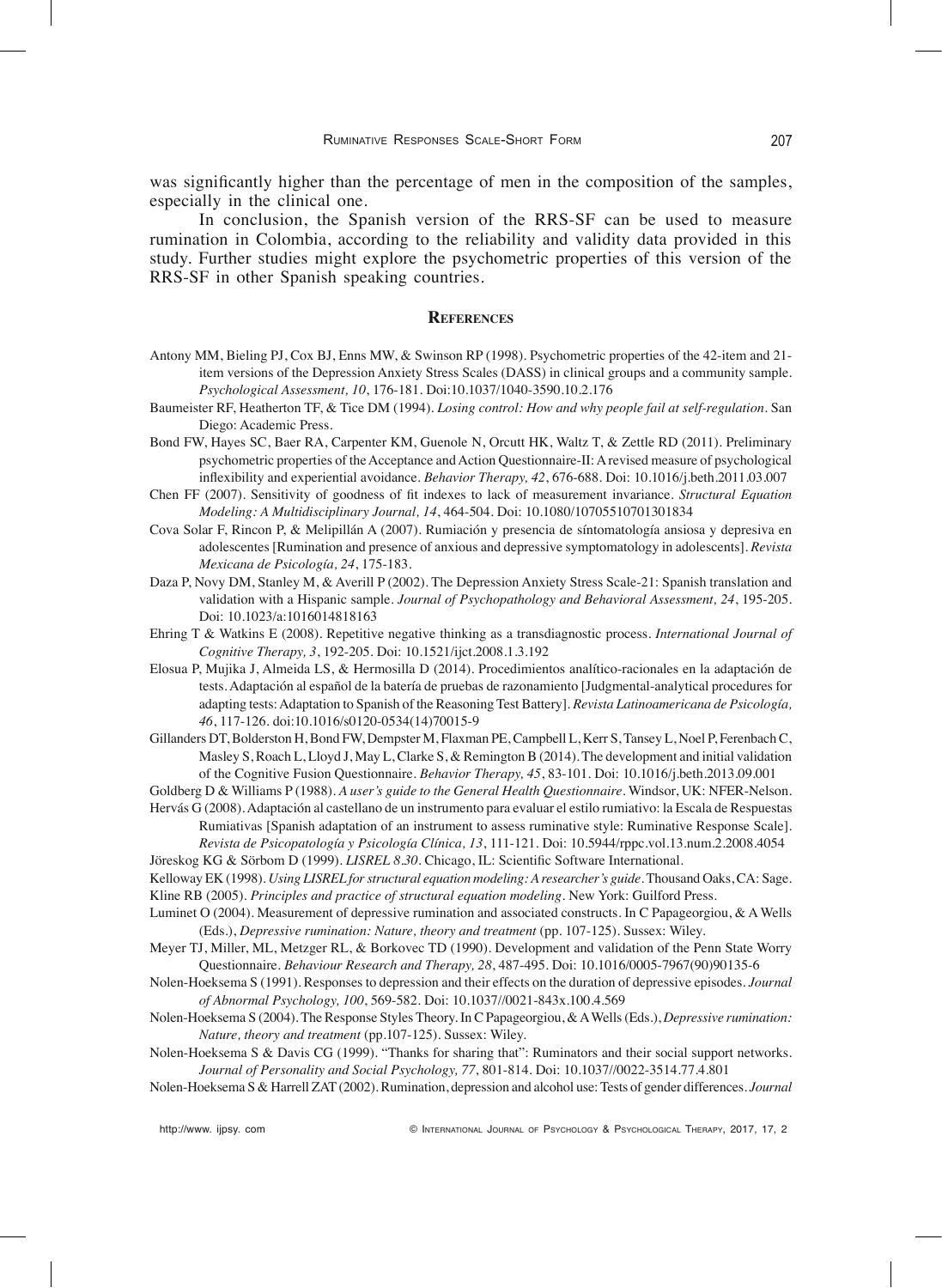was significantly higher than the percentage of men in the composition of the samples, especially in the clinical one.

In conclusion, the Spanish version of the RRS-SF can be used to measure rumination in Colombia, according to the reliability and validity data provided in this study. Further studies might explore the psychometric properties of this version of the RRS-SF in other Spanish speaking countries.

## References

Antony MM, Bieling PJ, Cox BJ, Enns MW, & Swinson RP (1998). Psychometric properties of the 42-item and 21-item versions of the Depression Anxiety Stress Scales (DASS) in clinical groups and a community sample. *Psychological Assessment, 10*, 176-181. Doi:10.1037/1040-3590.10.2.176

Baumeister RF, Heatherton TF, & Tice DM (1994). *Losing control: How and why people fail at self-regulation*. San Diego: Academic Press.

Bond FW, Hayes SC, Baer RA, Carpenter KM, Guenole N, Orcutt HK, Waltz T, & Zettle RD (2011). Preliminary psychometric properties of the Acceptance and Action Questionnaire-II: A revised measure of psychological inflexibility and experiential avoidance. *Behavior Therapy, 42*, 676-688. Doi: 10.1016/j.beth.2011.03.007

Chen FF (2007). Sensitivity of goodness of fit indexes to lack of measurement invariance. *Structural Equation Modeling: A Multidisciplinary Journal, 14*, 464-504. Doi: 10.1080/10705510701301834

Cova Solar F, Rincon P, & Melipillán A (2007). Rumiación y presencia de síntomatología ansiosa y depresiva en adolescentes [Rumination and presence of anxious and depressive symptomatology in adolescents]. *Revista Mexicana de Psicología, 24*, 175-183.

Daza P, Novy DM, Stanley M, & Averill P (2002). The Depression Anxiety Stress Scale-21: Spanish translation and validation with a Hispanic sample. *Journal of Psychopathology and Behavioral Assessment, 24*, 195-205. Doi: 10.1023/a:1016014818163

Ehring T & Watkins E (2008). Repetitive negative thinking as a transdiagnostic process. *International Journal of Cognitive Therapy, 3*, 192-205. Doi: 10.1521/ijct.2008.1.3.192

Elosua P, Mujika J, Almeida LS, & Hermosilla D (2014). Procedimientos analítico-racionales en la adaptación de tests. Adaptación al español de la batería de pruebas de razonamiento [Judgmental-analytical procedures for adapting tests: Adaptation to Spanish of the Reasoning Test Battery]. *Revista Latinoamericana de Psicología, 46*, 117-126. doi:10.1016/s0120-0534(14)70015-9

Gillanders DT, Bolderston H, Bond FW, Dempster M, Flaxman PE, Campbell L, Kerr S, Tansey L, Noel P, Ferenbach C, Masley S, Roach L, Lloyd J, May L, Clarke S, & Remington B (2014). The development and initial validation of the Cognitive Fusion Questionnaire. *Behavior Therapy, 45*, 83-101. Doi: 10.1016/j.beth.2013.09.001

Goldberg D & Williams P (1988). *A user's guide to the General Health Questionnaire*. Windsor, UK: NFER-Nelson.

Hervás G (2008). Adaptación al castellano de un instrumento para evaluar el estilo rumiativo: la Escala de Respuestas Rumiativas [Spanish adaptation of an instrument to assess ruminative style: Ruminative Response Scale]. *Revista de Psicopatología y Psicología Clínica, 13*, 111-121. Doi: 10.5944/rppc.vol.13.num.2.2008.4054

Jöreskog KG & Sörbom D (1999). *LISREL 8.30*. Chicago, IL: Scientific Software International.

Kelloway EK (1998). *Using LISREL for structural equation modeling: A researcher's guide*. Thousand Oaks, CA: Sage.

Kline RB (2005). *Principles and practice of structural equation modeling*. New York: Guilford Press.

Luminet O (2004). Measurement of depressive rumination and associated constructs. In C Papageorgiou, & A Wells (Eds.), *Depressive rumination: Nature, theory and treatment* (pp. 107-125). Sussex: Wiley.

Meyer TJ, Miller, ML, Metzger RL, & Borkovec TD (1990). Development and validation of the Penn State Worry Questionnaire. *Behaviour Research and Therapy, 28*, 487-495. Doi: 10.1016/0005-7967(90)90135-6

Nolen-Hoeksema S (1991). Responses to depression and their effects on the duration of depressive episodes. *Journal of Abnormal Psychology, 100*, 569-582. Doi: 10.1037//0021-843x.100.4.569

Nolen-Hoeksema S (2004). The Response Styles Theory. In C Papageorgiou, & A Wells (Eds.), *Depressive rumination: Nature, theory and treatment* (pp.107-125). Sussex: Wiley.

Nolen-Hoeksema S & Davis CG (1999). "Thanks for sharing that": Ruminators and their social support networks. *Journal of Personality and Social Psychology, 77*, 801-814. Doi: 10.1037//0022-3514.77.4.801

Nolen-Hoeksema S & Harrell ZAT (2002). Rumination, depression and alcohol use: Tests of gender differences. *Journal*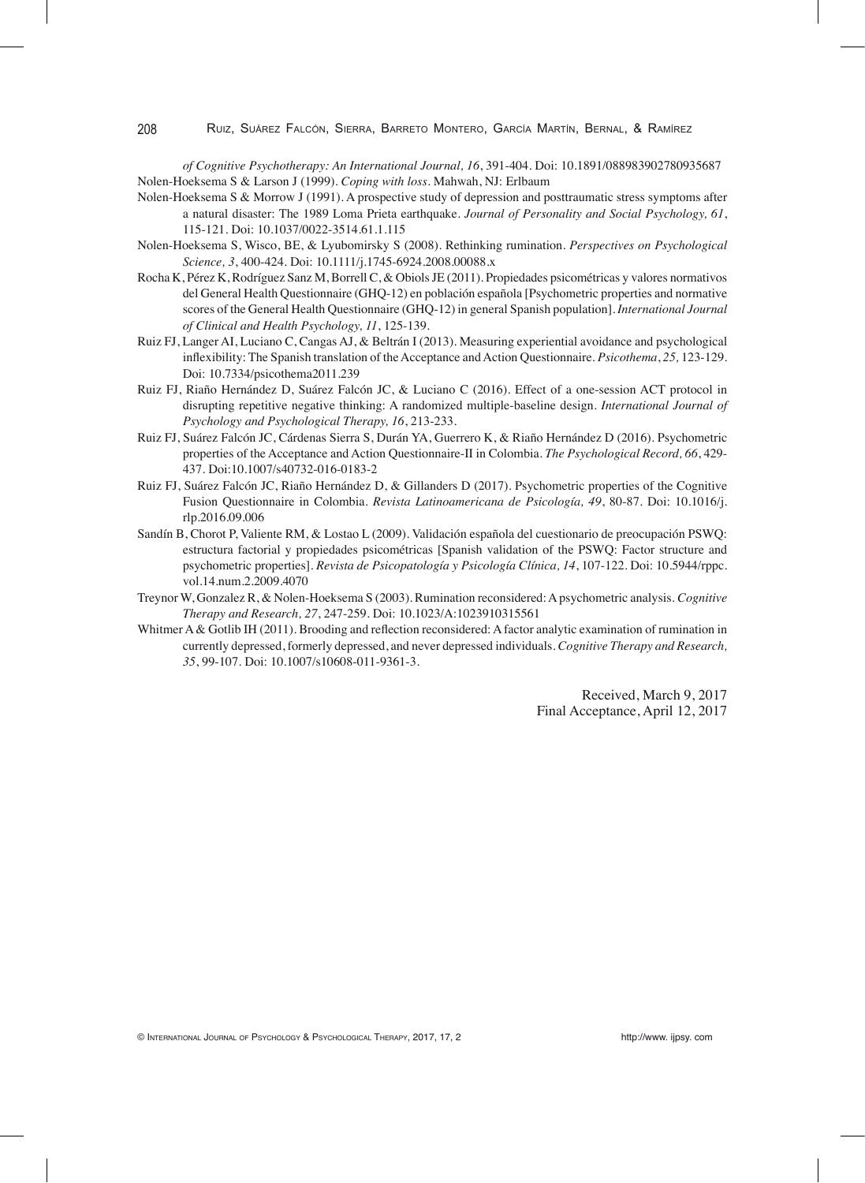*of Cognitive Psychotherapy: An International Journal, 16*, 391-404. Doi: 10.1891/088983902780935687

Nolen-Hoeksema S & Larson J (1999). *Coping with loss*. Mahwah, NJ: Erlbaum

Nolen-Hoeksema S & Morrow J (1991). A prospective study of depression and posttraumatic stress symptoms after a natural disaster: The 1989 Loma Prieta earthquake. *Journal of Personality and Social Psychology, 61*, 115-121. Doi: 10.1037/0022-3514.61.1.115

Nolen-Hoeksema S, Wisco, BE, & Lyubomirsky S (2008). Rethinking rumination. *Perspectives on Psychological Science, 3*, 400-424. Doi: 10.1111/j.1745-6924.2008.00088.x

Rocha K, Pérez K, Rodríguez Sanz M, Borrell C, & Obiols JE (2011). Propiedades psicométricas y valores normativos del General Health Questionnaire (GHQ-12) en población española [Psychometric properties and normative scores of the General Health Questionnaire (GHQ-12) in general Spanish population]. *International Journal of Clinical and Health Psychology, 11*, 125-139.

Ruiz FJ, Langer AI, Luciano C, Cangas AJ, & Beltrán I (2013). Measuring experiential avoidance and psychological inflexibility: The Spanish translation of the Acceptance and Action Questionnaire. *Psicothema*, *25,* 123-129. Doi: 10.7334/psicothema2011.239

Ruiz FJ, Riaño Hernández D, Suárez Falcón JC, & Luciano C (2016). Effect of a one-session ACT protocol in disrupting repetitive negative thinking: A randomized multiple-baseline design. *International Journal of Psychology and Psychological Therapy, 16*, 213-233.

Ruiz FJ, Suárez Falcón JC, Cárdenas Sierra S, Durán YA, Guerrero K, & Riaño Hernández D (2016). Psychometric properties of the Acceptance and Action Questionnaire-II in Colombia. *The Psychological Record, 66*, 429-437. Doi:10.1007/s40732-016-0183-2

Ruiz FJ, Suárez Falcón JC, Riaño Hernández D, & Gillanders D (2017). Psychometric properties of the Cognitive Fusion Questionnaire in Colombia. *Revista Latinoamericana de Psicología, 49*, 80-87. Doi: 10.1016/j.rlp.2016.09.006

Sandín B, Chorot P, Valiente RM, & Lostao L (2009). Validación española del cuestionario de preocupación PSWQ: estructura factorial y propiedades psicométricas [Spanish validation of the PSWQ: Factor structure and psychometric properties]. *Revista de Psicopatología y Psicología Clínica, 14*, 107-122. Doi: 10.5944/rppc.vol.14.num.2.2009.4070

Treynor W, Gonzalez R, & Nolen-Hoeksema S (2003). Rumination reconsidered: A psychometric analysis. *Cognitive Therapy and Research, 27*, 247-259. Doi: 10.1023/A:1023910315561

Whitmer A & Gotlib IH (2011). Brooding and reflection reconsidered: A factor analytic examination of rumination in currently depressed, formerly depressed, and never depressed individuals. *Cognitive Therapy and Research, 35*, 99-107. Doi: 10.1007/s10608-011-9361-3.

Received, March 9, 2017
Final Acceptance, April 12, 2017